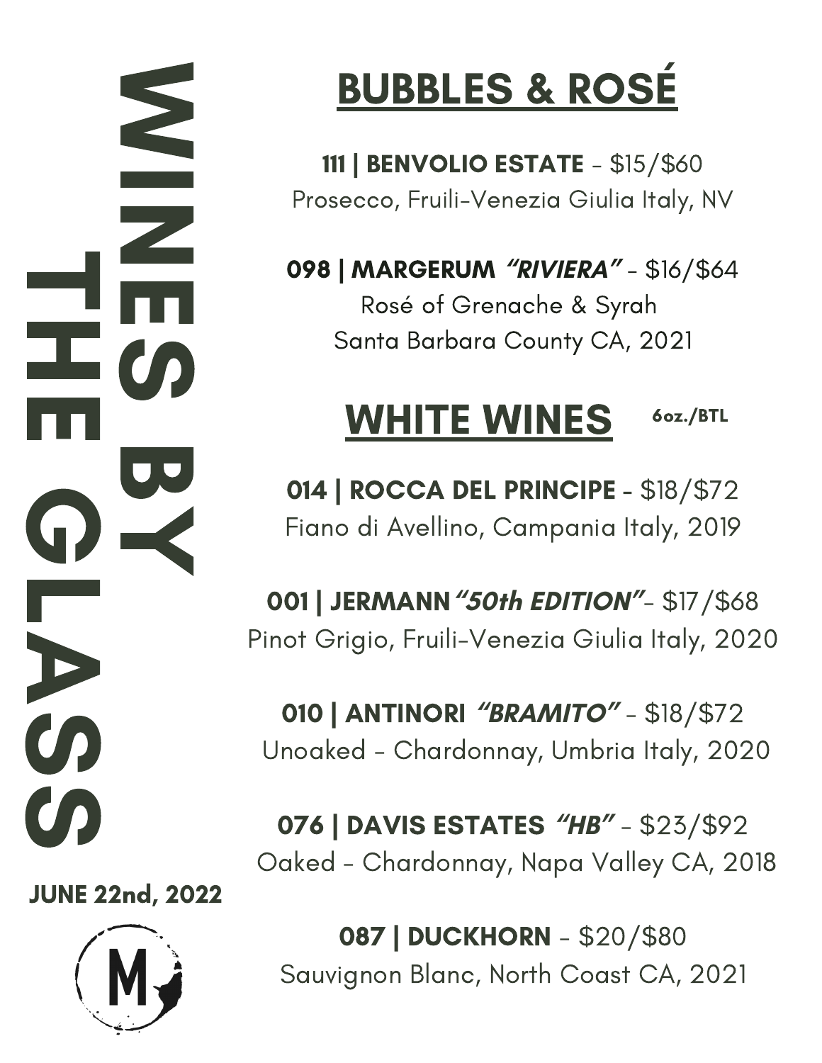# WINES BY THE GLASS

JUNE 22nd, 2022

## BUBBLES & ROSÉ

**111 | BENVOLIO ESTATE** - $15/$60
Prosecco, Fruili-Venezia Giulia Italy, NV

**098 | MARGERUM *"RIVIERA"*** - $16/$64
Rosé of Grenache & Syrah
Santa Barbara County CA, 2021

## WHITE WINES

**6oz./BTL**

**014 | ROCCA DEL PRINCIPE** - $18/$72
Fiano di Avellino, Campania Italy, 2019

**001 | JERMANN *"50th EDITION"*** - $17/$68
Pinot Grigio, Fruili-Venezia Giulia Italy, 2020

**010 | ANTINORI *"BRAMITO"*** - $18/$72
Unoaked - Chardonnay, Umbria Italy, 2020

**076 | DAVIS ESTATES *"HB"*** - $23/$92
Oaked - Chardonnay, Napa Valley CA, 2018

**087 | DUCKHORN** - $20/$80
Sauvignon Blanc, North Coast CA, 2021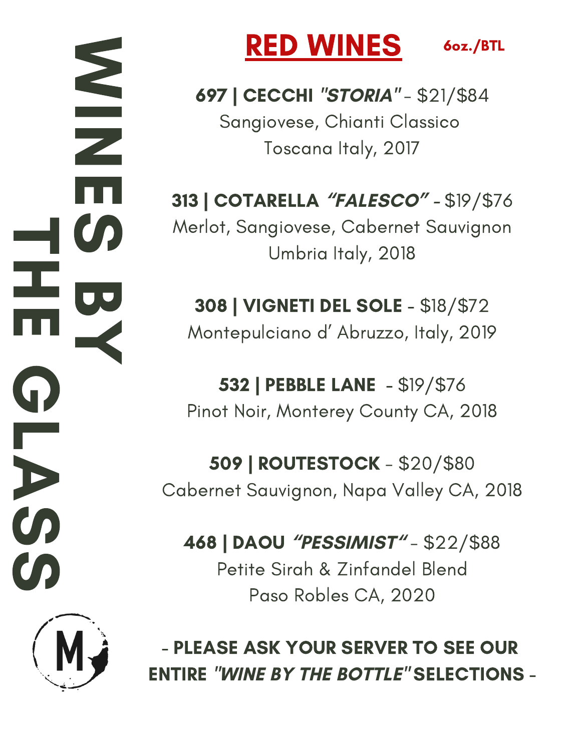# WINES BY THE GLASS

## RED WINES

6oz./BTL

**697 | CECCHI *"STORIA"*** - $21/$84
Sangiovese, Chianti Classico
Toscana Italy, 2017

**313 | COTARELLA *"FALESCO"*** - $19/$76
Merlot, Sangiovese, Cabernet Sauvignon
Umbria Italy, 2018

**308 | VIGNETI DEL SOLE** - $18/$72
Montepulciano d' Abruzzo, Italy, 2019

**532 | PEBBLE LANE** - $19/$76
Pinot Noir, Monterey County CA, 2018

**509 | ROUTESTOCK** - $20/$80
Cabernet Sauvignon, Napa Valley CA, 2018

**468 | DAOU *"PESSIMIST"*** - $22/$88
Petite Sirah & Zinfandel Blend
Paso Robles CA, 2020

**- PLEASE ASK YOUR SERVER TO SEE OUR ENTIRE *"WINE BY THE BOTTLE"* SELECTIONS -**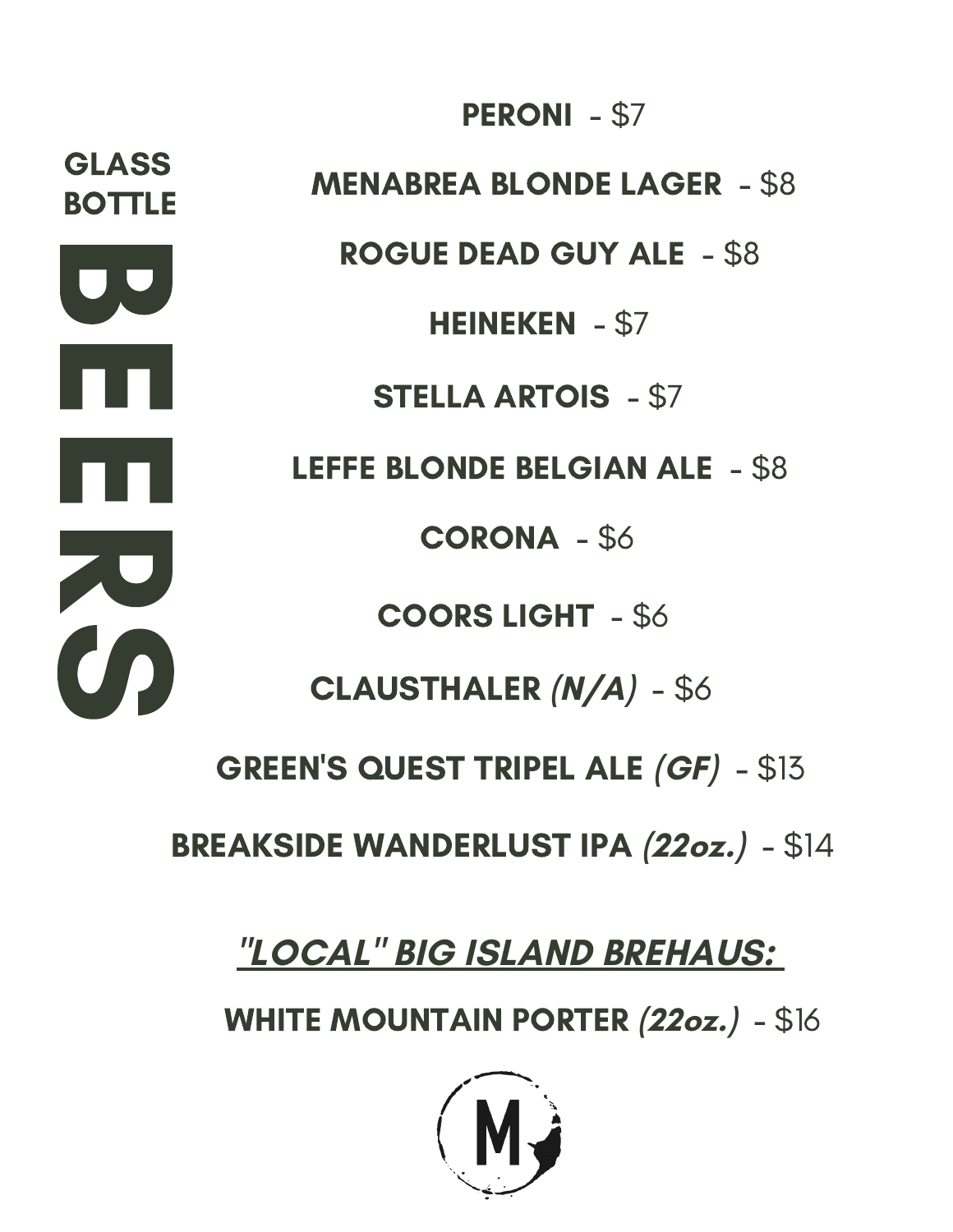# GLASS BOTTLE BEERS

**PERONI** - $7

**MENABREA BLONDE LAGER** - $8

**ROGUE DEAD GUY ALE** - $8

**HEINEKEN** - $7

**STELLA ARTOIS** - $7

**LEFFE BLONDE BELGIAN ALE** - $8

**CORONA** - $6

**COORS LIGHT** - $6

**CLAUSTHALER *(N/A)*** - $6

**GREEN'S QUEST TRIPEL ALE *(GF)*** - $13

**BREAKSIDE WANDERLUST IPA *(22oz.)*** - $14

## ***"LOCAL" BIG ISLAND BREHAUS:***

**WHITE MOUNTAIN PORTER *(22oz.)*** - $16

M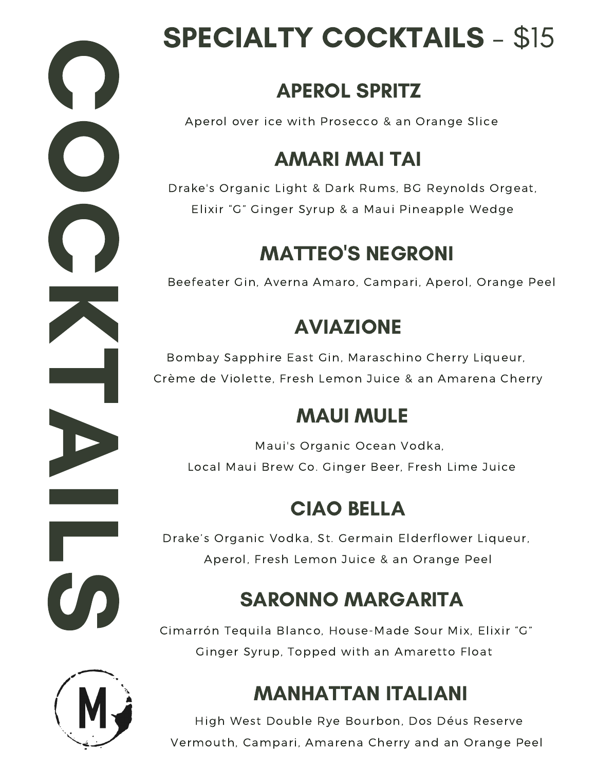# COCKTAILS

## SPECIALTY COCKTAILS - $15

### APEROL SPRITZ

Aperol over ice with Prosecco & an Orange Slice

### AMARI MAI TAI

Drake's Organic Light & Dark Rums, BG Reynolds Orgeat, Elixir "G" Ginger Syrup & a Maui Pineapple Wedge

### MATTEO'S NEGRONI

Beefeater Gin, Averna Amaro, Campari, Aperol, Orange Peel

### AVIAZIONE

Bombay Sapphire East Gin, Maraschino Cherry Liqueur, Crème de Violette, Fresh Lemon Juice & an Amarena Cherry

### MAUI MULE

Maui's Organic Ocean Vodka, Local Maui Brew Co. Ginger Beer, Fresh Lime Juice

### CIAO BELLA

Drake's Organic Vodka, St. Germain Elderflower Liqueur, Aperol, Fresh Lemon Juice & an Orange Peel

### SARONNO MARGARITA

Cimarrón Tequila Blanco, House-Made Sour Mix, Elixir "G" Ginger Syrup, Topped with an Amaretto Float

### MANHATTAN ITALIANI

High West Double Rye Bourbon, Dos Déus Reserve Vermouth, Campari, Amarena Cherry and an Orange Peel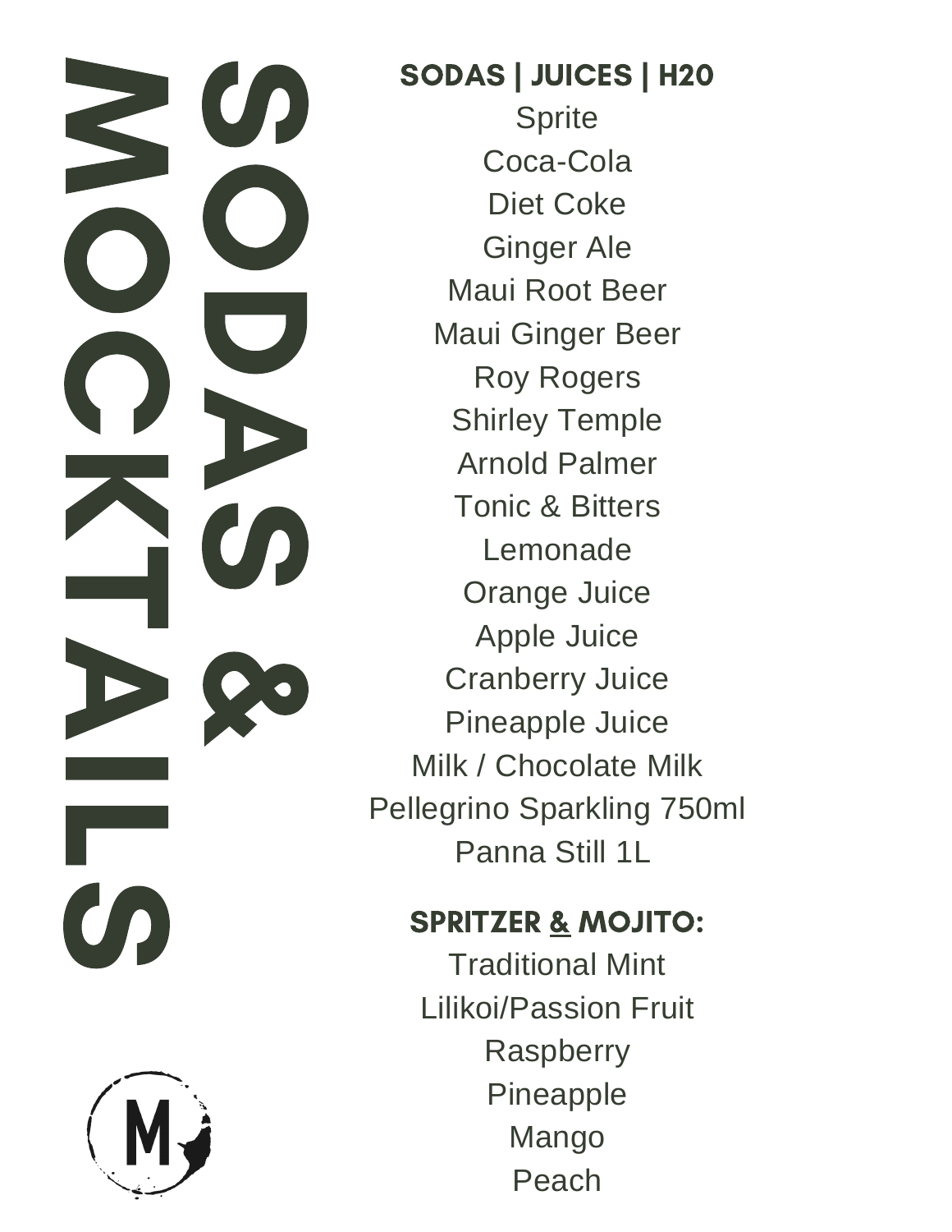# SODAS & MOCKTAILS

## SODAS | JUICES | H20

Sprite
Coca-Cola
Diet Coke
Ginger Ale
Maui Root Beer
Maui Ginger Beer
Roy Rogers
Shirley Temple
Arnold Palmer
Tonic & Bitters
Lemonade
Orange Juice
Apple Juice
Cranberry Juice
Pineapple Juice
Milk / Chocolate Milk
Pellegrino Sparkling 750ml
Panna Still 1L

## SPRITZER & MOJITO:

Traditional Mint
Lilikoi/Passion Fruit
Raspberry
Pineapple
Mango
Peach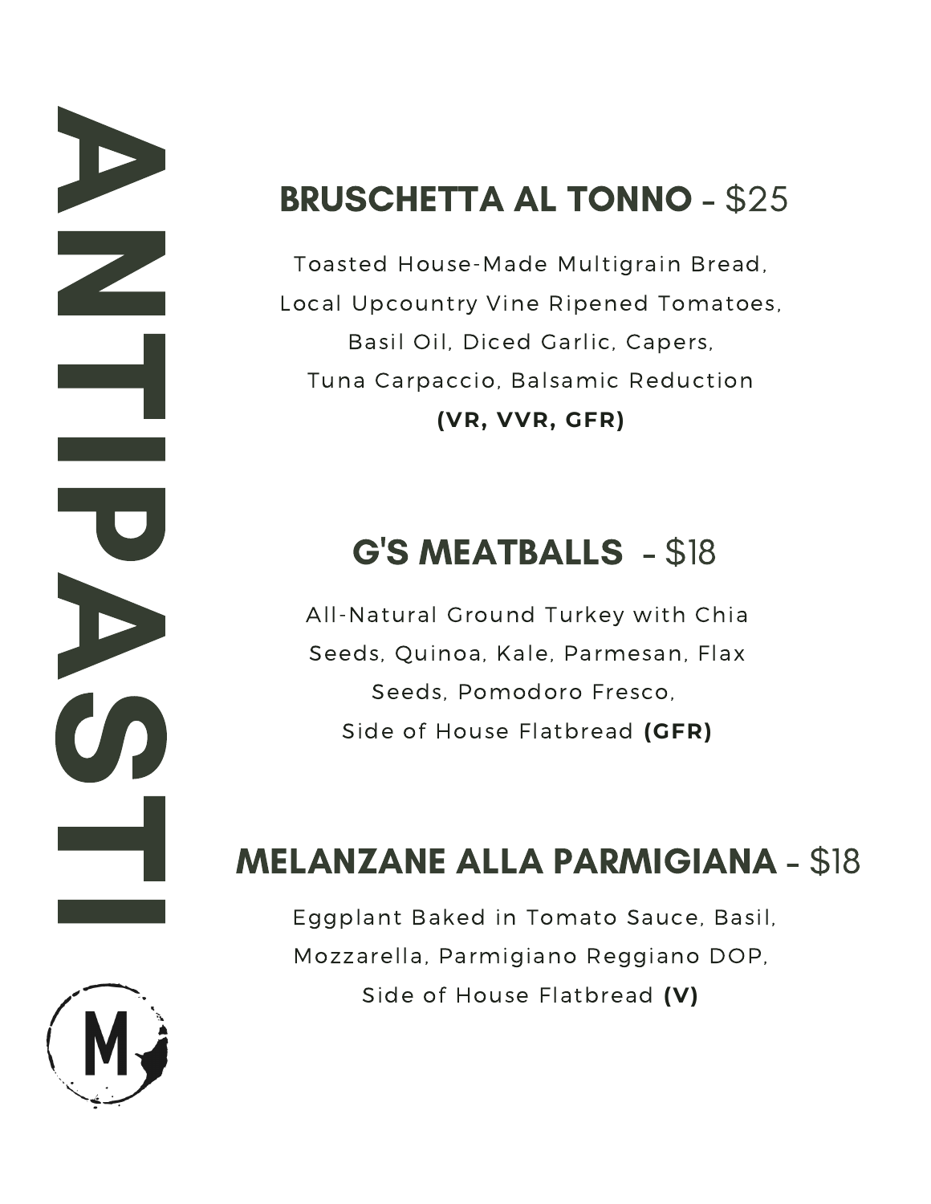# ANTIPASTI

## BRUSCHETTA AL TONNO - $25

Toasted House-Made Multigrain Bread,
Local Upcountry Vine Ripened Tomatoes,
Basil Oil, Diced Garlic, Capers,
Tuna Carpaccio, Balsamic Reduction
**(VR, VVR, GFR)**

## G'S MEATBALLS - $18

All-Natural Ground Turkey with Chia Seeds, Quinoa, Kale, Parmesan, Flax Seeds, Pomodoro Fresco,
Side of House Flatbread **(GFR)**

## MELANZANE ALLA PARMIGIANA - $18

Eggplant Baked in Tomato Sauce, Basil,
Mozzarella, Parmigiano Reggiano DOP,
Side of House Flatbread **(V)**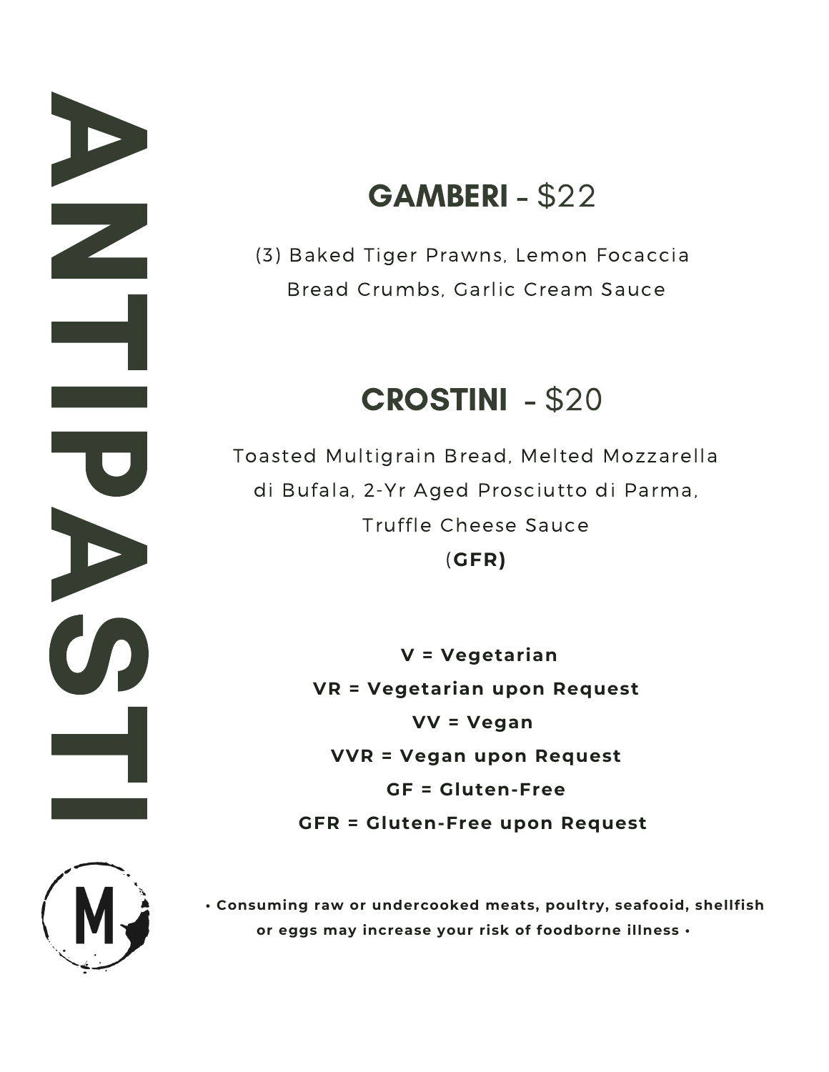# ANTIPASTI

## GAMBERI - $22

(3) Baked Tiger Prawns, Lemon Focaccia Bread Crumbs, Garlic Cream Sauce

## CROSTINI - $20

Toasted Multigrain Bread, Melted Mozzarella di Bufala, 2-Yr Aged Prosciutto di Parma, Truffle Cheese Sauce

(**GFR)**

**V = Vegetarian**

**VR = Vegetarian upon Request**

**VV = Vegan**

**VVR = Vegan upon Request**

**GF = Gluten-Free**

**GFR = Gluten-Free upon Request**

M

**• Consuming raw or undercooked meats, poultry, seafooid, shellfish or eggs may increase your risk of foodborne illness •**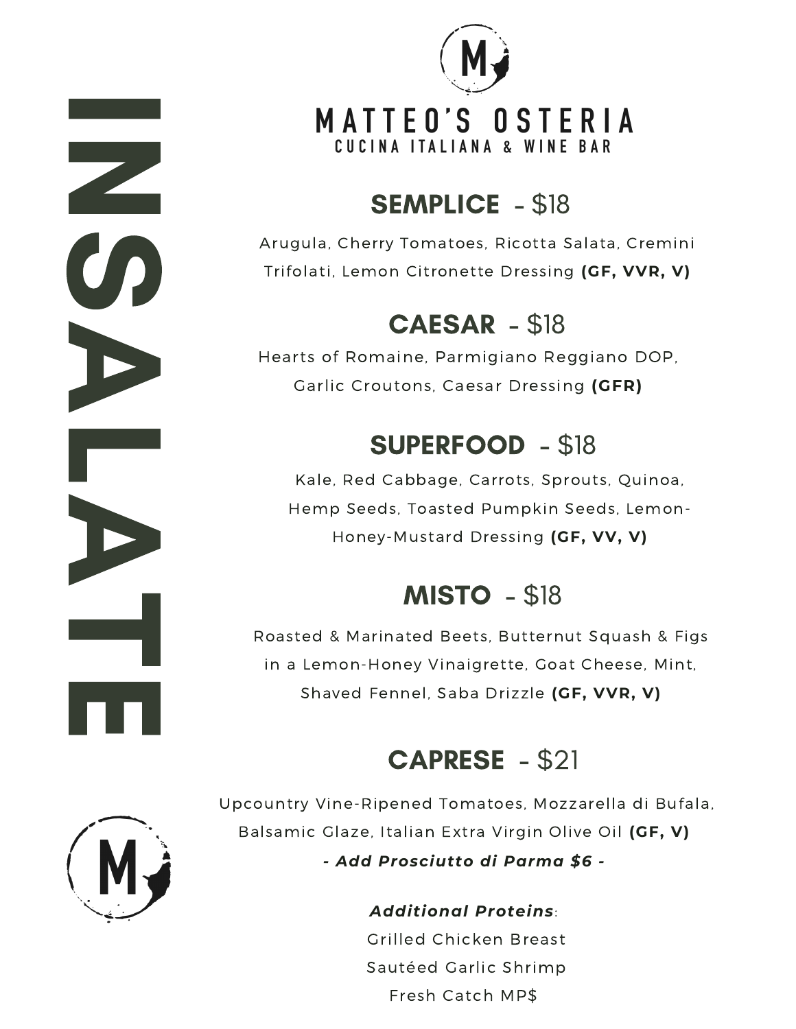# INSALATE

## MATTEO'S OSTERIA
### CUCINA ITALIANA & WINE BAR

## SEMPLICE - $18

Arugula, Cherry Tomatoes, Ricotta Salata, Cremini Trifolati, Lemon Citronette Dressing **(GF, VVR, V)**

## CAESAR - $18

Hearts of Romaine, Parmigiano Reggiano DOP, Garlic Croutons, Caesar Dressing **(GFR)**

## SUPERFOOD - $18

Kale, Red Cabbage, Carrots, Sprouts, Quinoa, Hemp Seeds, Toasted Pumpkin Seeds, Lemon-Honey-Mustard Dressing **(GF, VV, V)**

## MISTO - $18

Roasted & Marinated Beets, Butternut Squash & Figs in a Lemon-Honey Vinaigrette, Goat Cheese, Mint, Shaved Fennel, Saba Drizzle **(GF, VVR, V)**

## CAPRESE - $21

Upcountry Vine-Ripened Tomatoes, Mozzarella di Bufala, Balsamic Glaze, Italian Extra Virgin Olive Oil **(GF, V)**

***- Add Prosciutto di Parma $6 -***

***Additional Proteins***:

Grilled Chicken Breast

Sautéed Garlic Shrimp

Fresh Catch MP$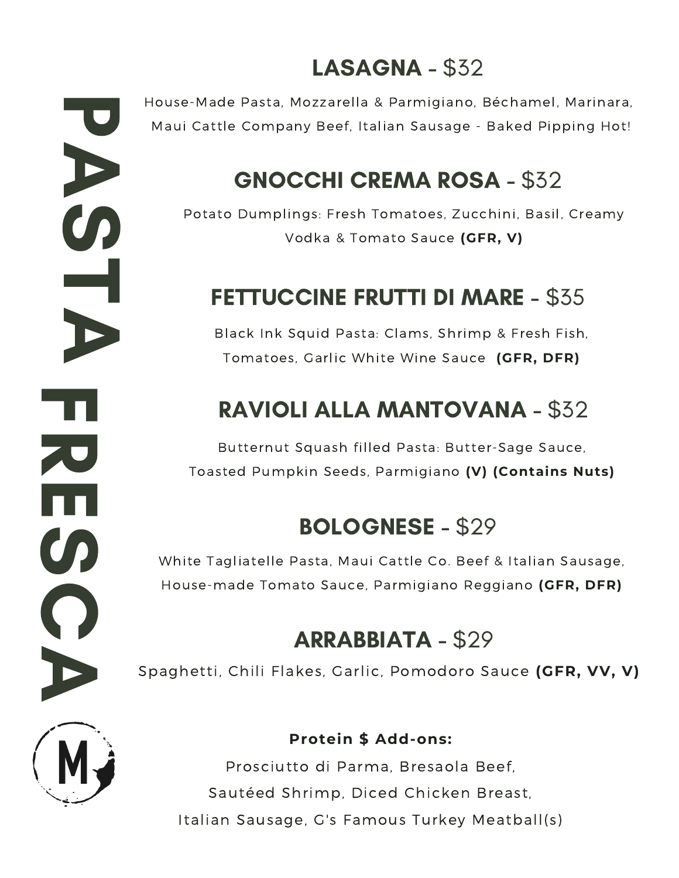# PASTA FRESCA

## LASAGNA - $32

House-Made Pasta, Mozzarella & Parmigiano, Béchamel, Marinara, Maui Cattle Company Beef, Italian Sausage - Baked Pipping Hot!

## GNOCCHI CREMA ROSA - $32

Potato Dumplings: Fresh Tomatoes, Zucchini, Basil, Creamy Vodka & Tomato Sauce **(GFR, V)**

## FETTUCCINE FRUTTI DI MARE - $35

Black Ink Squid Pasta: Clams, Shrimp & Fresh Fish, Tomatoes, Garlic White Wine Sauce **(GFR, DFR)**

## RAVIOLI ALLA MANTOVANA - $32

Butternut Squash filled Pasta: Butter-Sage Sauce, Toasted Pumpkin Seeds, Parmigiano **(V) (Contains Nuts)**

## BOLOGNESE - $29

White Tagliatelle Pasta, Maui Cattle Co. Beef & Italian Sausage, House-made Tomato Sauce, Parmigiano Reggiano **(GFR, DFR)**

## ARRABBIATA - $29

Spaghetti, Chili Flakes, Garlic, Pomodoro Sauce **(GFR, VV, V)**

**Protein $ Add-ons:**

Prosciutto di Parma, Bresaola Beef,
Sautéed Shrimp, Diced Chicken Breast,
Italian Sausage, G's Famous Turkey Meatball(s)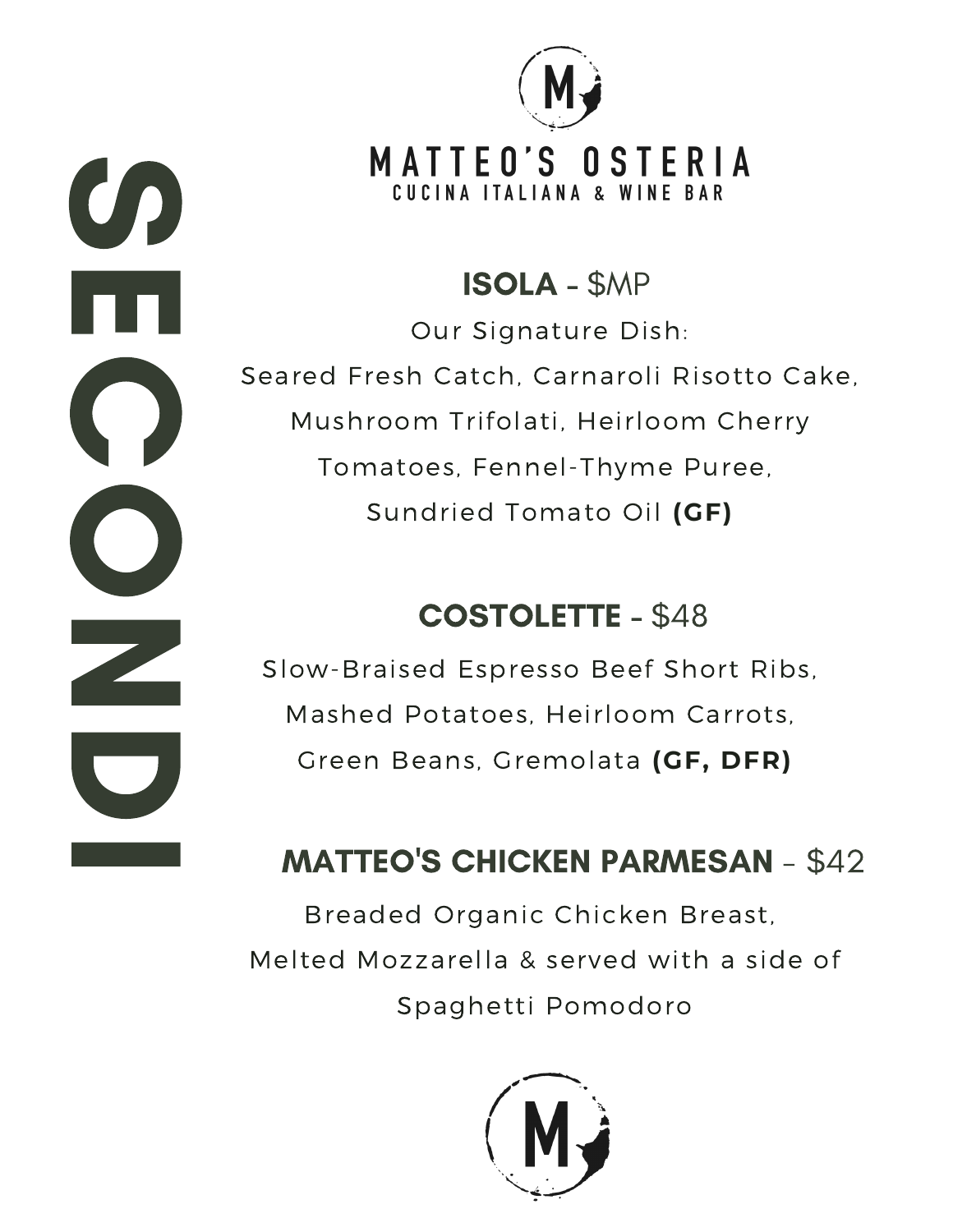# SECONDI

## MATTEO'S OSTERIA
CUCINA ITALIANA & WINE BAR

### ISOLA - $MP

Our Signature Dish:
Seared Fresh Catch, Carnaroli Risotto Cake, Mushroom Trifolati, Heirloom Cherry Tomatoes, Fennel-Thyme Puree, Sundried Tomato Oil **(GF)**

### COSTOLETTE - $48

Slow-Braised Espresso Beef Short Ribs, Mashed Potatoes, Heirloom Carrots, Green Beans, Gremolata **(GF, DFR)**

### MATTEO'S CHICKEN PARMESAN – $42

Breaded Organic Chicken Breast, Melted Mozzarella & served with a side of Spaghetti Pomodoro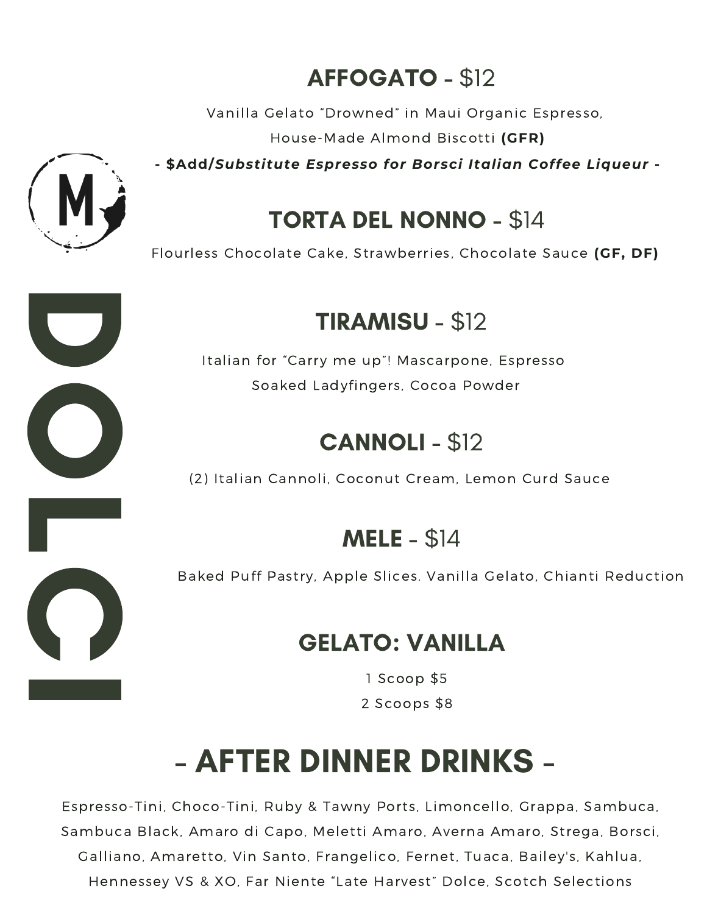# DOLCI

## **AFFOGATO** - $12

Vanilla Gelato "Drowned" in Maui Organic Espresso,
House-Made Almond Biscotti **(GFR)**

**- $Add/*Substitute Espresso for Borsci Italian Coffee Liqueur* -**

## **TORTA DEL NONNO** - $14

Flourless Chocolate Cake, Strawberries, Chocolate Sauce **(GF, DF)**

## **TIRAMISU** - $12

Italian for "Carry me up"! Mascarpone, Espresso
Soaked Ladyfingers, Cocoa Powder

## **CANNOLI** - $12

(2) Italian Cannoli, Coconut Cream, Lemon Curd Sauce

## **MELE** - $14

Baked Puff Pastry, Apple Slices. Vanilla Gelato, Chianti Reduction

## **GELATO: VANILLA**

1 Scoop $5
2 Scoops $8

# - AFTER DINNER DRINKS -

Espresso-Tini, Choco-Tini, Ruby & Tawny Ports, Limoncello, Grappa, Sambuca, Sambuca Black, Amaro di Capo, Meletti Amaro, Averna Amaro, Strega, Borsci, Galliano, Amaretto, Vin Santo, Frangelico, Fernet, Tuaca, Bailey's, Kahlua, Hennessey VS & XO, Far Niente "Late Harvest" Dolce, Scotch Selections